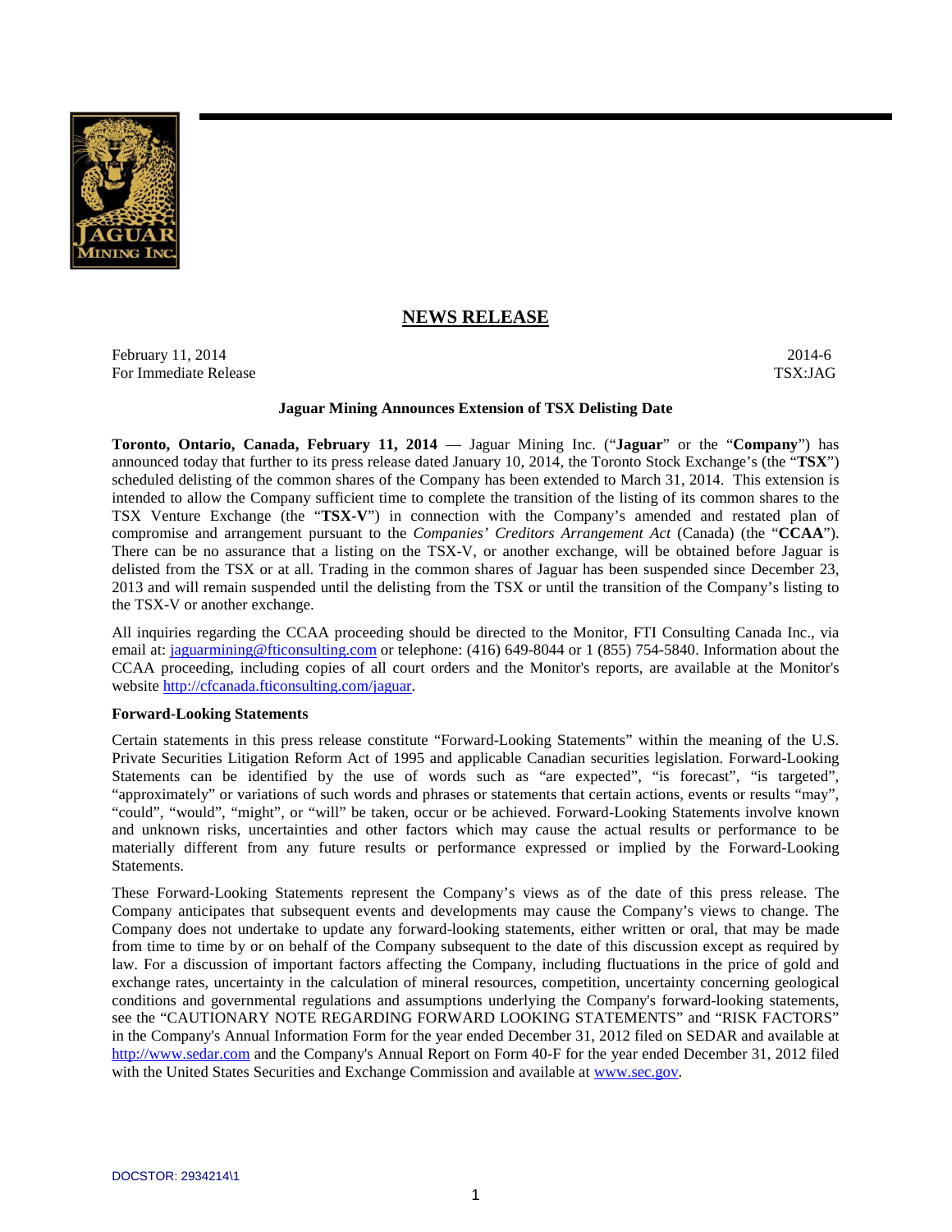## NEWS RELEASE

February 11, 2014
For Immediate Release

2014-6
TSX:JAG

**Jaguar Mining Announces Extension of TSX Delisting Date**

**Toronto, Ontario, Canada, February 11, 2014** — Jaguar Mining Inc. ("**Jaguar**" or the "**Company**") has announced today that further to its press release dated January 10, 2014, the Toronto Stock Exchange's (the "**TSX**") scheduled delisting of the common shares of the Company has been extended to March 31, 2014. This extension is intended to allow the Company sufficient time to complete the transition of the listing of its common shares to the TSX Venture Exchange (the "**TSX-V**") in connection with the Company's amended and restated plan of compromise and arrangement pursuant to the *Companies' Creditors Arrangement Act* (Canada) (the "**CCAA**"). There can be no assurance that a listing on the TSX-V, or another exchange, will be obtained before Jaguar is delisted from the TSX or at all. Trading in the common shares of Jaguar has been suspended since December 23, 2013 and will remain suspended until the delisting from the TSX or until the transition of the Company's listing to the TSX-V or another exchange.

All inquiries regarding the CCAA proceeding should be directed to the Monitor, FTI Consulting Canada Inc., via email at: jaguarmining@fticonsulting.com or telephone: (416) 649-8044 or 1 (855) 754-5840. Information about the CCAA proceeding, including copies of all court orders and the Monitor's reports, are available at the Monitor's website http://cfcanada.fticonsulting.com/jaguar.

**Forward-Looking Statements**

Certain statements in this press release constitute "Forward-Looking Statements" within the meaning of the U.S. Private Securities Litigation Reform Act of 1995 and applicable Canadian securities legislation. Forward-Looking Statements can be identified by the use of words such as "are expected", "is forecast", "is targeted", "approximately" or variations of such words and phrases or statements that certain actions, events or results "may", "could", "would", "might", or "will" be taken, occur or be achieved. Forward-Looking Statements involve known and unknown risks, uncertainties and other factors which may cause the actual results or performance to be materially different from any future results or performance expressed or implied by the Forward-Looking Statements.

These Forward-Looking Statements represent the Company's views as of the date of this press release. The Company anticipates that subsequent events and developments may cause the Company's views to change. The Company does not undertake to update any forward-looking statements, either written or oral, that may be made from time to time by or on behalf of the Company subsequent to the date of this discussion except as required by law. For a discussion of important factors affecting the Company, including fluctuations in the price of gold and exchange rates, uncertainty in the calculation of mineral resources, competition, uncertainty concerning geological conditions and governmental regulations and assumptions underlying the Company's forward-looking statements, see the "CAUTIONARY NOTE REGARDING FORWARD LOOKING STATEMENTS" and "RISK FACTORS" in the Company's Annual Information Form for the year ended December 31, 2012 filed on SEDAR and available at http://www.sedar.com and the Company's Annual Report on Form 40-F for the year ended December 31, 2012 filed with the United States Securities and Exchange Commission and available at www.sec.gov.

DOCSTOR: 2934214\1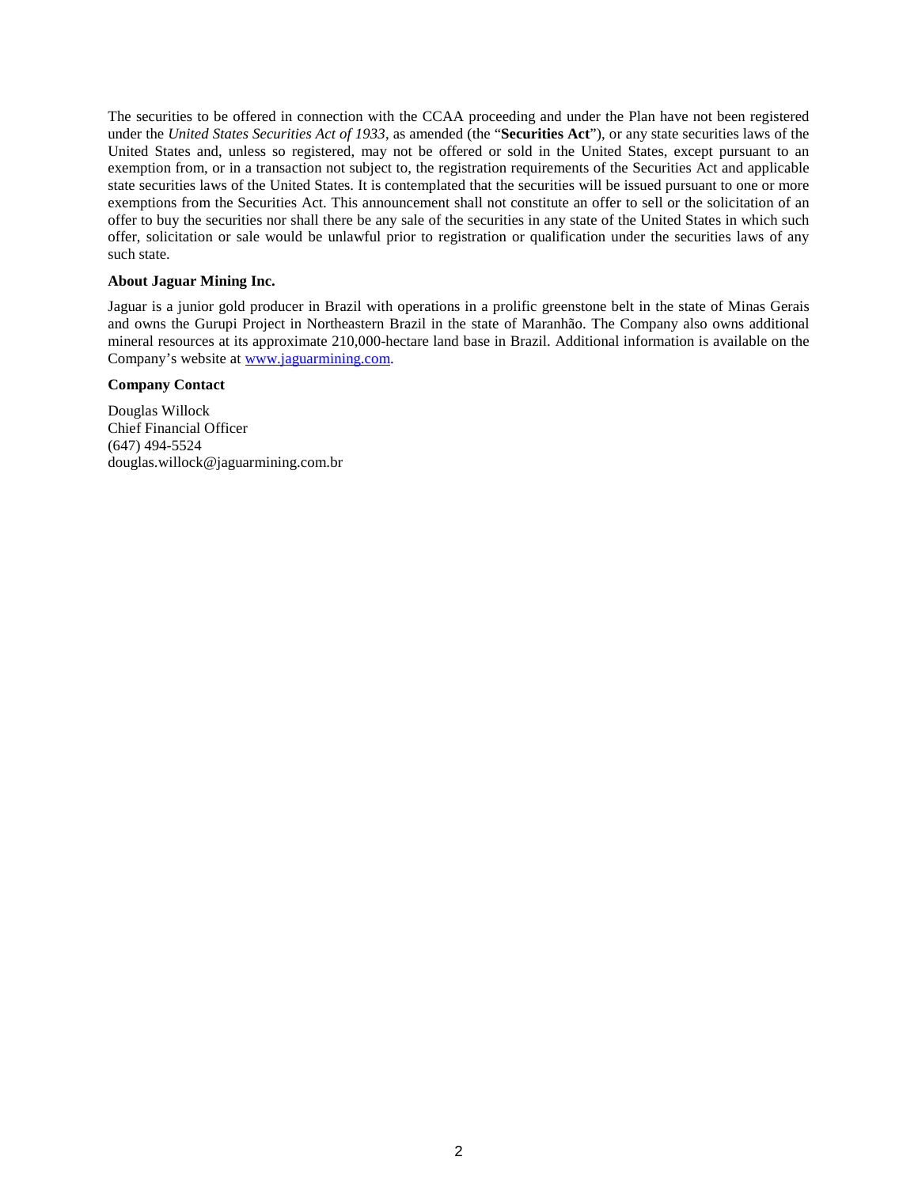The securities to be offered in connection with the CCAA proceeding and under the Plan have not been registered under the *United States Securities Act of 1933*, as amended (the "**Securities Act**"), or any state securities laws of the United States and, unless so registered, may not be offered or sold in the United States, except pursuant to an exemption from, or in a transaction not subject to, the registration requirements of the Securities Act and applicable state securities laws of the United States. It is contemplated that the securities will be issued pursuant to one or more exemptions from the Securities Act. This announcement shall not constitute an offer to sell or the solicitation of an offer to buy the securities nor shall there be any sale of the securities in any state of the United States in which such offer, solicitation or sale would be unlawful prior to registration or qualification under the securities laws of any such state.

**About Jaguar Mining Inc.**

Jaguar is a junior gold producer in Brazil with operations in a prolific greenstone belt in the state of Minas Gerais and owns the Gurupi Project in Northeastern Brazil in the state of Maranhão. The Company also owns additional mineral resources at its approximate 210,000-hectare land base in Brazil. Additional information is available on the Company's website at [www.jaguarmining.com](http://www.jaguarmining.com).

**Company Contact**

Douglas Willock
Chief Financial Officer
(647) 494-5524
douglas.willock@jaguarmining.com.br